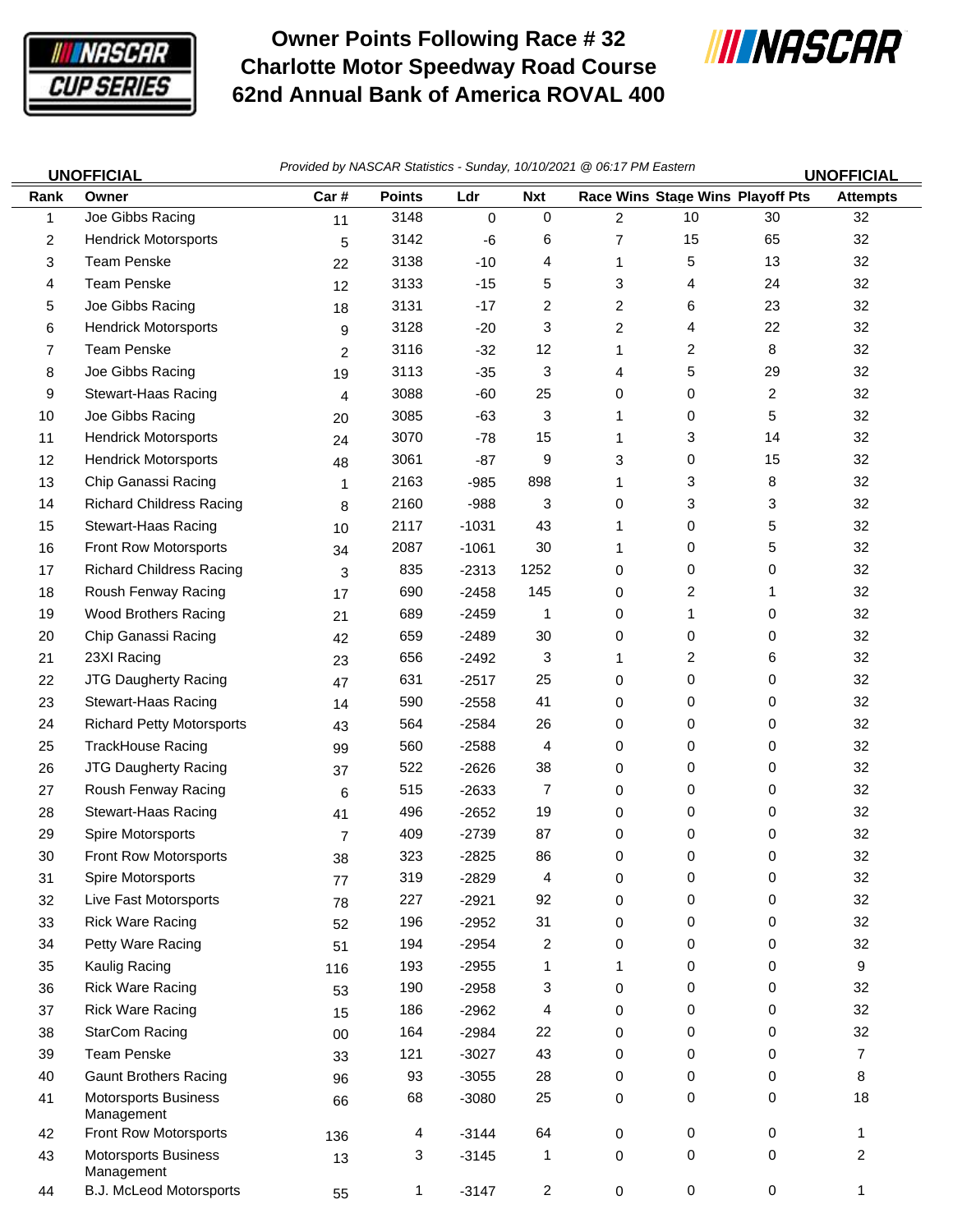# Owner Points Following Race # 32
# Charlotte Motor Speedway Road Course
# 62nd Annual Bank of America ROVAL 400

**UNOFFICIAL** *Provided by NASCAR Statistics - Sunday, 10/10/2021 @ 06:17 PM Eastern* **UNOFFICIAL**

| Rank | Owner | Car # | Points | Ldr | Nxt | Race Wins | Stage Wins | Playoff Pts | Attempts |
|---|---|---|---|---|---|---|---|---|---|
| 1 | Joe Gibbs Racing | 11 | 3148 | 0 | 0 | 2 | 10 | 30 | 32 |
| 2 | Hendrick Motorsports | 5 | 3142 | -6 | 6 | 7 | 15 | 65 | 32 |
| 3 | Team Penske | 22 | 3138 | -10 | 4 | 1 | 5 | 13 | 32 |
| 4 | Team Penske | 12 | 3133 | -15 | 5 | 3 | 4 | 24 | 32 |
| 5 | Joe Gibbs Racing | 18 | 3131 | -17 | 2 | 2 | 6 | 23 | 32 |
| 6 | Hendrick Motorsports | 9 | 3128 | -20 | 3 | 2 | 4 | 22 | 32 |
| 7 | Team Penske | 2 | 3116 | -32 | 12 | 1 | 2 | 8 | 32 |
| 8 | Joe Gibbs Racing | 19 | 3113 | -35 | 3 | 4 | 5 | 29 | 32 |
| 9 | Stewart-Haas Racing | 4 | 3088 | -60 | 25 | 0 | 0 | 2 | 32 |
| 10 | Joe Gibbs Racing | 20 | 3085 | -63 | 3 | 1 | 0 | 5 | 32 |
| 11 | Hendrick Motorsports | 24 | 3070 | -78 | 15 | 1 | 3 | 14 | 32 |
| 12 | Hendrick Motorsports | 48 | 3061 | -87 | 9 | 3 | 0 | 15 | 32 |
| 13 | Chip Ganassi Racing | 1 | 2163 | -985 | 898 | 1 | 3 | 8 | 32 |
| 14 | Richard Childress Racing | 8 | 2160 | -988 | 3 | 0 | 3 | 3 | 32 |
| 15 | Stewart-Haas Racing | 10 | 2117 | -1031 | 43 | 1 | 0 | 5 | 32 |
| 16 | Front Row Motorsports | 34 | 2087 | -1061 | 30 | 1 | 0 | 5 | 32 |
| 17 | Richard Childress Racing | 3 | 835 | -2313 | 1252 | 0 | 0 | 0 | 32 |
| 18 | Roush Fenway Racing | 17 | 690 | -2458 | 145 | 0 | 2 | 1 | 32 |
| 19 | Wood Brothers Racing | 21 | 689 | -2459 | 1 | 0 | 1 | 0 | 32 |
| 20 | Chip Ganassi Racing | 42 | 659 | -2489 | 30 | 0 | 0 | 0 | 32 |
| 21 | 23XI Racing | 23 | 656 | -2492 | 3 | 1 | 2 | 6 | 32 |
| 22 | JTG Daugherty Racing | 47 | 631 | -2517 | 25 | 0 | 0 | 0 | 32 |
| 23 | Stewart-Haas Racing | 14 | 590 | -2558 | 41 | 0 | 0 | 0 | 32 |
| 24 | Richard Petty Motorsports | 43 | 564 | -2584 | 26 | 0 | 0 | 0 | 32 |
| 25 | TrackHouse Racing | 99 | 560 | -2588 | 4 | 0 | 0 | 0 | 32 |
| 26 | JTG Daugherty Racing | 37 | 522 | -2626 | 38 | 0 | 0 | 0 | 32 |
| 27 | Roush Fenway Racing | 6 | 515 | -2633 | 7 | 0 | 0 | 0 | 32 |
| 28 | Stewart-Haas Racing | 41 | 496 | -2652 | 19 | 0 | 0 | 0 | 32 |
| 29 | Spire Motorsports | 7 | 409 | -2739 | 87 | 0 | 0 | 0 | 32 |
| 30 | Front Row Motorsports | 38 | 323 | -2825 | 86 | 0 | 0 | 0 | 32 |
| 31 | Spire Motorsports | 77 | 319 | -2829 | 4 | 0 | 0 | 0 | 32 |
| 32 | Live Fast Motorsports | 78 | 227 | -2921 | 92 | 0 | 0 | 0 | 32 |
| 33 | Rick Ware Racing | 52 | 196 | -2952 | 31 | 0 | 0 | 0 | 32 |
| 34 | Petty Ware Racing | 51 | 194 | -2954 | 2 | 0 | 0 | 0 | 32 |
| 35 | Kaulig Racing | 116 | 193 | -2955 | 1 | 1 | 0 | 0 | 9 |
| 36 | Rick Ware Racing | 53 | 190 | -2958 | 3 | 0 | 0 | 0 | 32 |
| 37 | Rick Ware Racing | 15 | 186 | -2962 | 4 | 0 | 0 | 0 | 32 |
| 38 | StarCom Racing | 00 | 164 | -2984 | 22 | 0 | 0 | 0 | 32 |
| 39 | Team Penske | 33 | 121 | -3027 | 43 | 0 | 0 | 0 | 7 |
| 40 | Gaunt Brothers Racing | 96 | 93 | -3055 | 28 | 0 | 0 | 0 | 8 |
| 41 | Motorsports Business Management | 66 | 68 | -3080 | 25 | 0 | 0 | 0 | 18 |
| 42 | Front Row Motorsports | 136 | 4 | -3144 | 64 | 0 | 0 | 0 | 1 |
| 43 | Motorsports Business Management | 13 | 3 | -3145 | 1 | 0 | 0 | 0 | 2 |
| 44 | B.J. McLeod Motorsports | 55 | 1 | -3147 | 2 | 0 | 0 | 0 | 1 |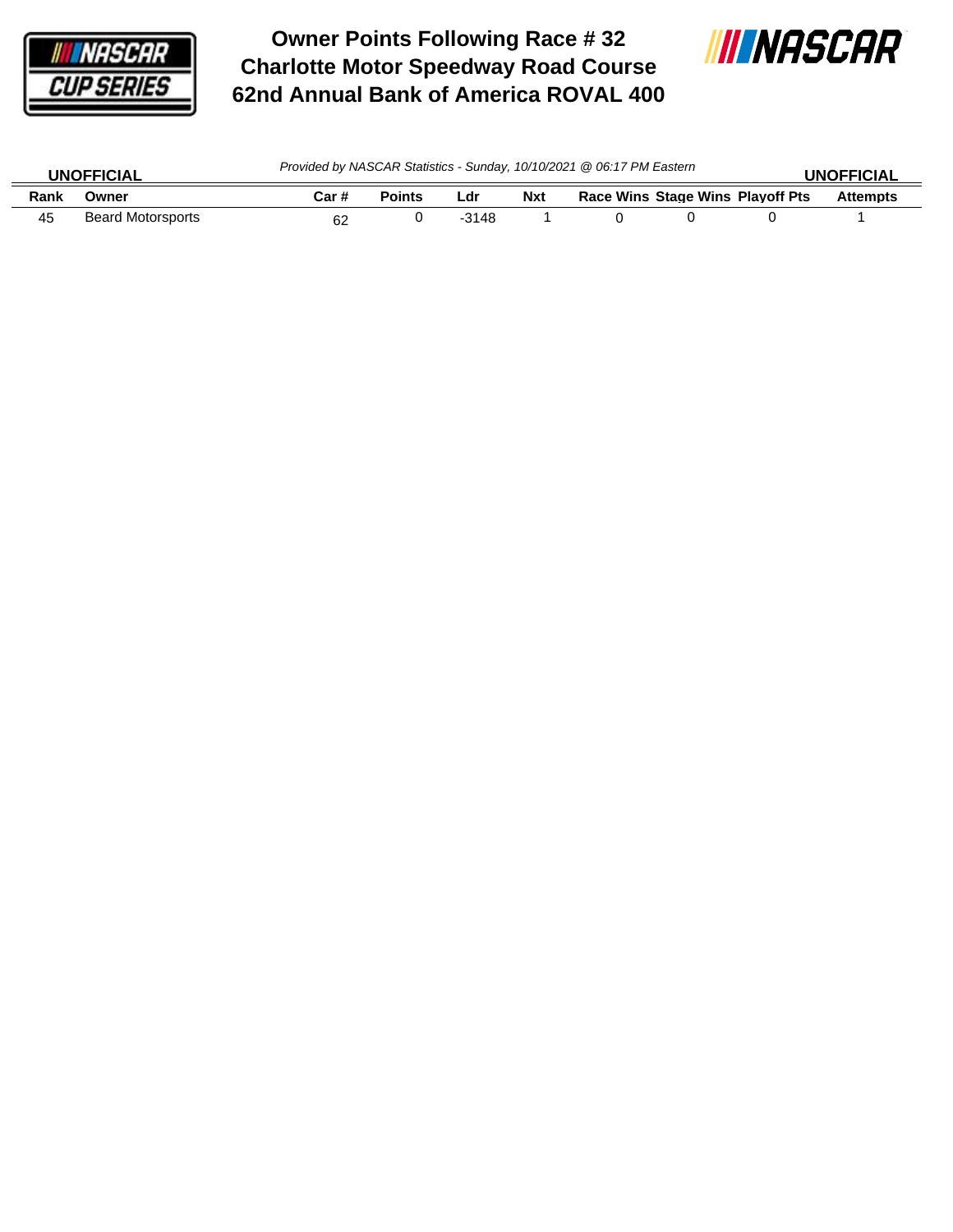# Owner Points Following Race # 32
# Charlotte Motor Speedway Road Course
# 62nd Annual Bank of America ROVAL 400

**UNOFFICIAL** *Provided by NASCAR Statistics - Sunday, 10/10/2021 @ 06:17 PM Eastern* **UNOFFICIAL**

| Rank | Owner | Car # | Points | Ldr | Nxt | Race Wins | Stage Wins | Playoff Pts | Attempts |
|---|---|---|---|---|---|---|---|---|---|
| 45 | Beard Motorsports | 62 | 0 | -3148 | 1 | 0 | 0 | 0 | 1 |